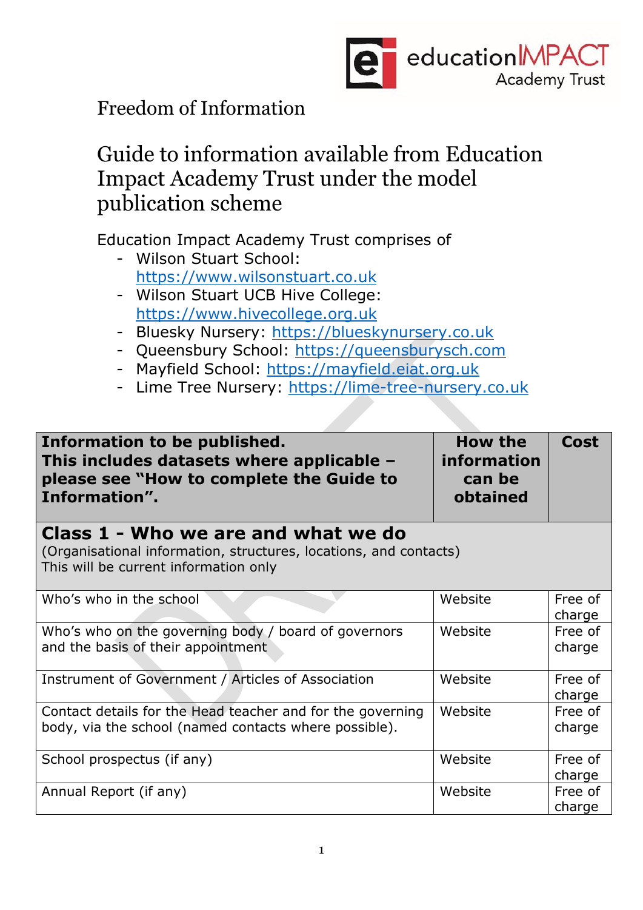Freedom of Information

# Guide to information available from Education Impact Academy Trust under the model publication scheme

Education Impact Academy Trust comprises of

- Wilson Stuart School: https://www.wilsonstuart.co.uk
- Wilson Stuart UCB Hive College: https://www.hivecollege.org.uk
- Bluesky Nursery: https://blueskynursery.co.uk
- Queensbury School: https://queensburysch.com
- Mayfield School: https://mayfield.eiat.org.uk
- Lime Tree Nursery: https://lime-tree-nursery.co.uk

| **Information to be published. This includes datasets where applicable – please see "How to complete the Guide to Information".** | **How the information can be obtained** | **Cost** |
|---|---|---|
| **Class 1 - Who we are and what we do** (Organisational information, structures, locations, and contacts) This will be current information only | | |
| Who's who in the school | Website | Free of charge |
| Who's who on the governing body / board of governors and the basis of their appointment | Website | Free of charge |
| Instrument of Government / Articles of Association | Website | Free of charge |
| Contact details for the Head teacher and for the governing body, via the school (named contacts where possible). | Website | Free of charge |
| School prospectus (if any) | Website | Free of charge |
| Annual Report (if any) | Website | Free of charge |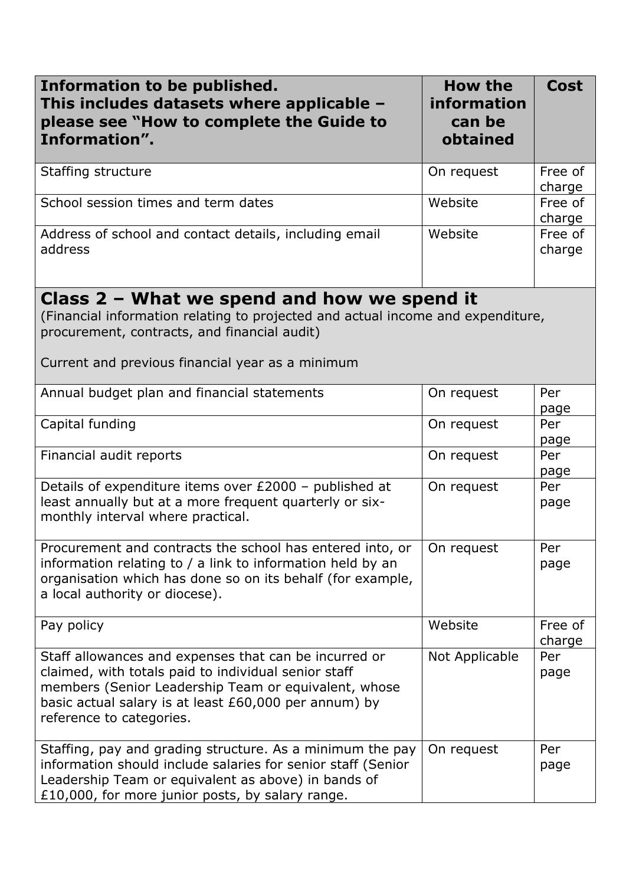| Information to be published. This includes datasets where applicable – please see "How to complete the Guide to Information". | How the information can be obtained | Cost |
|---|---|---|
| Staffing structure | On request | Free of charge |
| School session times and term dates | Website | Free of charge |
| Address of school and contact details, including email address | Website | Free of charge |

## Class 2 – What we spend and how we spend it

(Financial information relating to projected and actual income and expenditure, procurement, contracts, and financial audit)

Current and previous financial year as a minimum

| Information to be published | How the information can be obtained | Cost |
|---|---|---|
| Annual budget plan and financial statements | On request | Per page |
| Capital funding | On request | Per page |
| Financial audit reports | On request | Per page |
| Details of expenditure items over £2000 – published at least annually but at a more frequent quarterly or six-monthly interval where practical. | On request | Per page |
| Procurement and contracts the school has entered into, or information relating to / a link to information held by an organisation which has done so on its behalf (for example, a local authority or diocese). | On request | Per page |
| Pay policy | Website | Free of charge |
| Staff allowances and expenses that can be incurred or claimed, with totals paid to individual senior staff members (Senior Leadership Team or equivalent, whose basic actual salary is at least £60,000 per annum) by reference to categories. | Not Applicable | Per page |
| Staffing, pay and grading structure. As a minimum the pay information should include salaries for senior staff (Senior Leadership Team or equivalent as above) in bands of £10,000, for more junior posts, by salary range. | On request | Per page |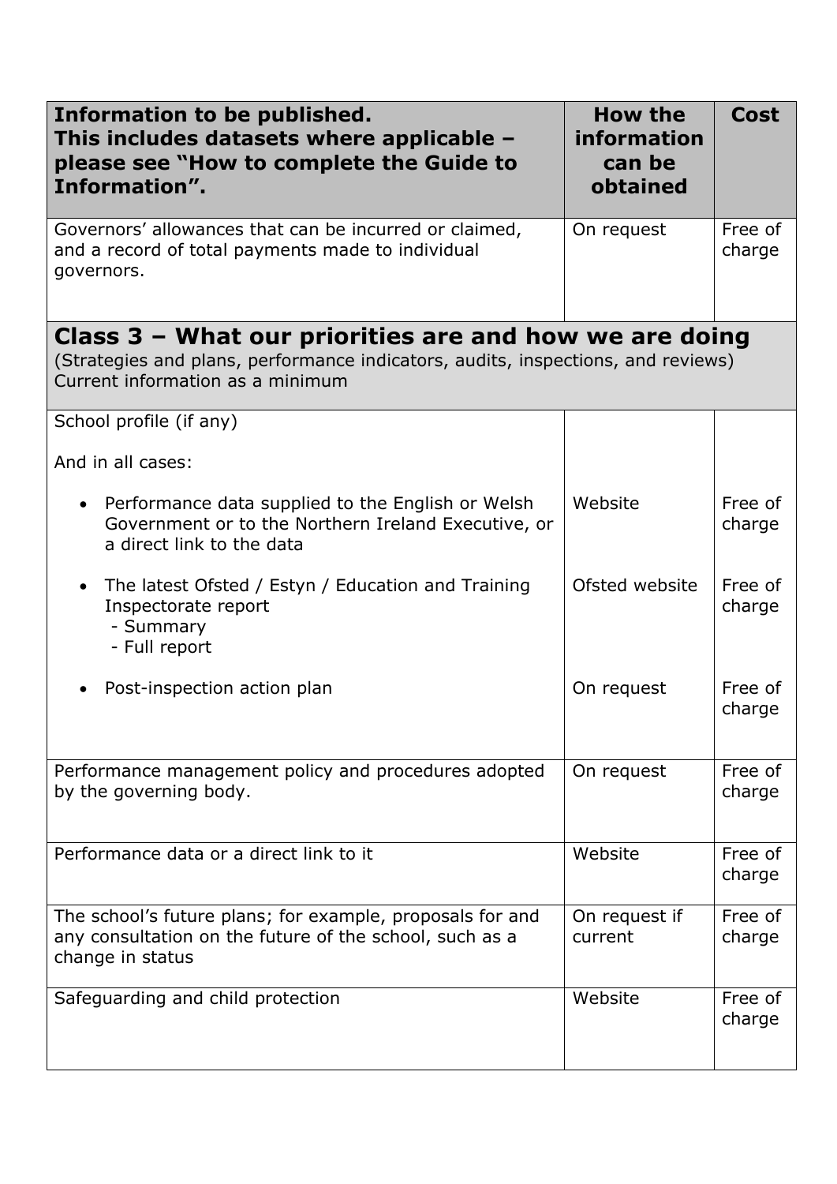| Information to be published. This includes datasets where applicable – please see "How to complete the Guide to Information". | How the information can be obtained | Cost |
|---|---|---|
| Governors' allowances that can be incurred or claimed, and a record of total payments made to individual governors. | On request | Free of charge |
| **Class 3 – What our priorities are and how we are doing** (Strategies and plans, performance indicators, audits, inspections, and reviews) Current information as a minimum | | |
| School profile (if any) | | |
| And in all cases: | | |
| • Performance data supplied to the English or Welsh Government or to the Northern Ireland Executive, or a direct link to the data | Website | Free of charge |
| • The latest Ofsted / Estyn / Education and Training Inspectorate report - Summary - Full report | Ofsted website | Free of charge |
| • Post-inspection action plan | On request | Free of charge |
| Performance management policy and procedures adopted by the governing body. | On request | Free of charge |
| Performance data or a direct link to it | Website | Free of charge |
| The school's future plans; for example, proposals for and any consultation on the future of the school, such as a change in status | On request if current | Free of charge |
| Safeguarding and child protection | Website | Free of charge |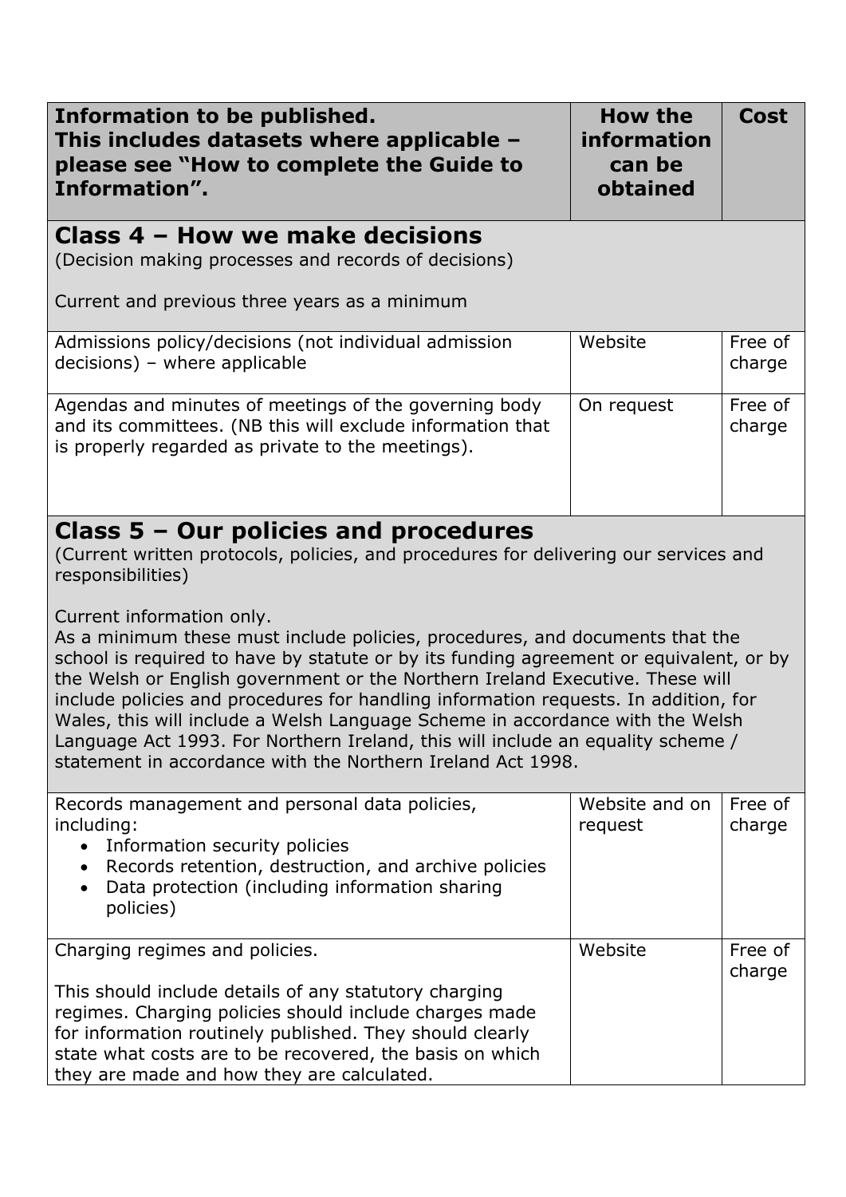| **Information to be published. This includes datasets where applicable – please see "How to complete the Guide to Information".** | **How the information can be obtained** | **Cost** |
|---|---|---|
| **Class 4 – How we make decisions**<br>(Decision making processes and records of decisions)<br><br>Current and previous three years as a minimum | | |
| Admissions policy/decisions (not individual admission decisions) – where applicable | Website | Free of charge |
| Agendas and minutes of meetings of the governing body and its committees. (NB this will exclude information that is properly regarded as private to the meetings). | On request | Free of charge |
| **Class 5 – Our policies and procedures**<br>(Current written protocols, policies, and procedures for delivering our services and responsibilities)<br><br>Current information only.<br>As a minimum these must include policies, procedures, and documents that the school is required to have by statute or by its funding agreement or equivalent, or by the Welsh or English government or the Northern Ireland Executive. These will include policies and procedures for handling information requests. In addition, for Wales, this will include a Welsh Language Scheme in accordance with the Welsh Language Act 1993. For Northern Ireland, this will include an equality scheme / statement in accordance with the Northern Ireland Act 1998. | | |
| Records management and personal data policies, including:<br>• Information security policies<br>• Records retention, destruction, and archive policies<br>• Data protection (including information sharing policies) | Website and on request | Free of charge |
| Charging regimes and policies.<br><br>This should include details of any statutory charging regimes. Charging policies should include charges made for information routinely published. They should clearly state what costs are to be recovered, the basis on which they are made and how they are calculated. | Website | Free of charge |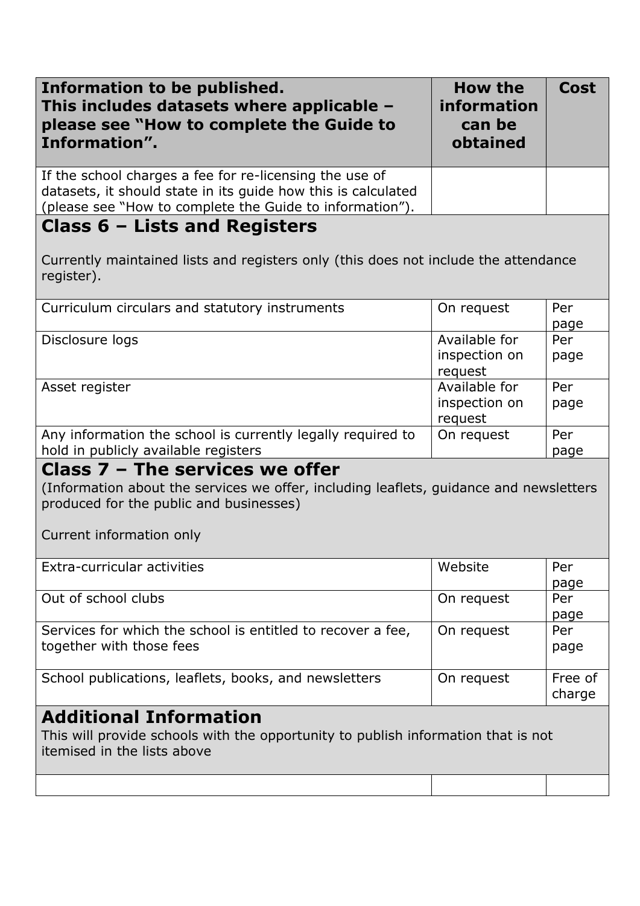| Information to be published. This includes datasets where applicable – please see "How to complete the Guide to Information". | How the information can be obtained | Cost |
|---|---|---|
| If the school charges a fee for re-licensing the use of datasets, it should state in its guide how this is calculated (please see "How to complete the Guide to information"). | | |
| **Class 6 – Lists and Registers**<br><br>Currently maintained lists and registers only (this does not include the attendance register). | | |
| Curriculum circulars and statutory instruments | On request | Per page |
| Disclosure logs | Available for inspection on request | Per page |
| Asset register | Available for inspection on request | Per page |
| Any information the school is currently legally required to hold in publicly available registers | On request | Per page |
| **Class 7 – The services we offer**<br>(Information about the services we offer, including leaflets, guidance and newsletters produced for the public and businesses)<br><br>Current information only | | |
| Extra-curricular activities | Website | Per page |
| Out of school clubs | On request | Per page |
| Services for which the school is entitled to recover a fee, together with those fees | On request | Per page |
| School publications, leaflets, books, and newsletters | On request | Free of charge |
| **Additional Information**<br>This will provide schools with the opportunity to publish information that is not itemised in the lists above | | |
| | | |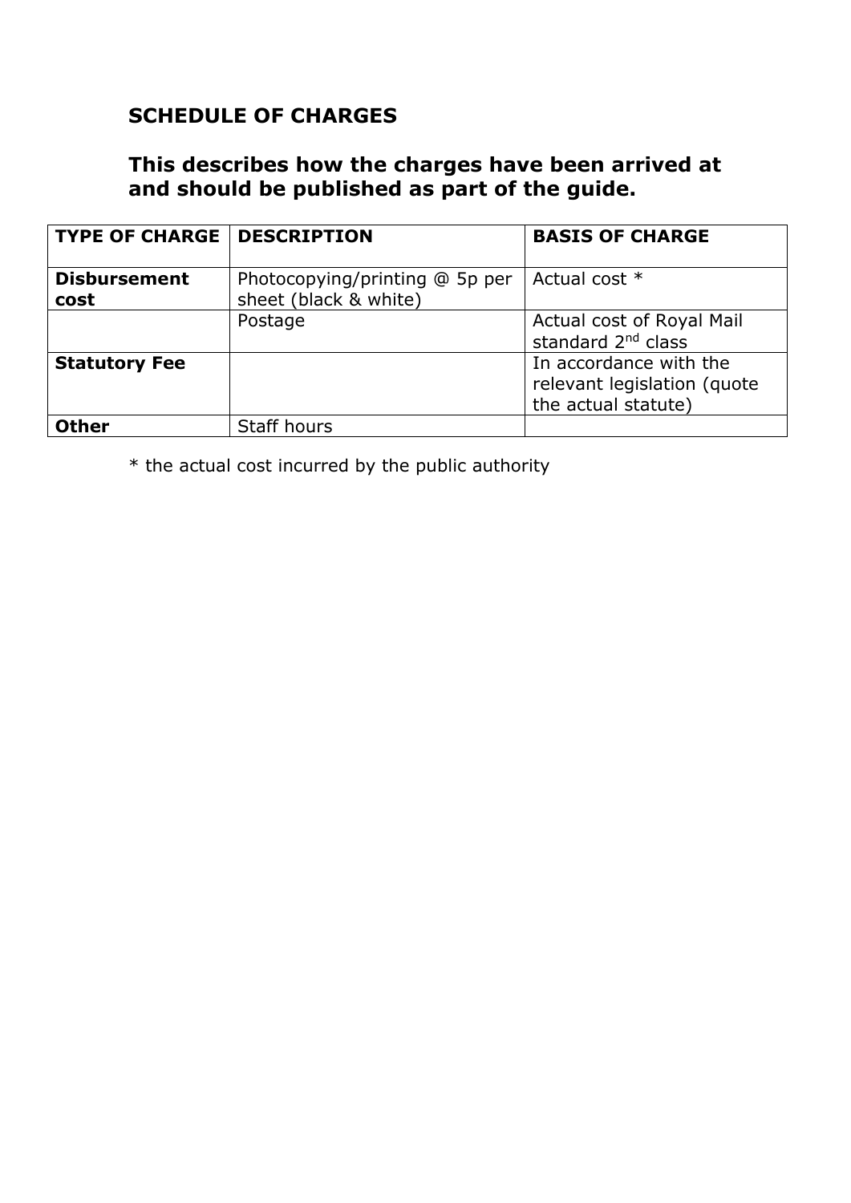## SCHEDULE OF CHARGES

## This describes how the charges have been arrived at and should be published as part of the guide.

| TYPE OF CHARGE | DESCRIPTION | BASIS OF CHARGE |
|---|---|---|
| **Disbursement cost** | Photocopying/printing @ 5p per sheet (black & white) | Actual cost * |
| | Postage | Actual cost of Royal Mail standard 2nd class |
| **Statutory Fee** | | In accordance with the relevant legislation (quote the actual statute) |
| **Other** | Staff hours | |

* the actual cost incurred by the public authority